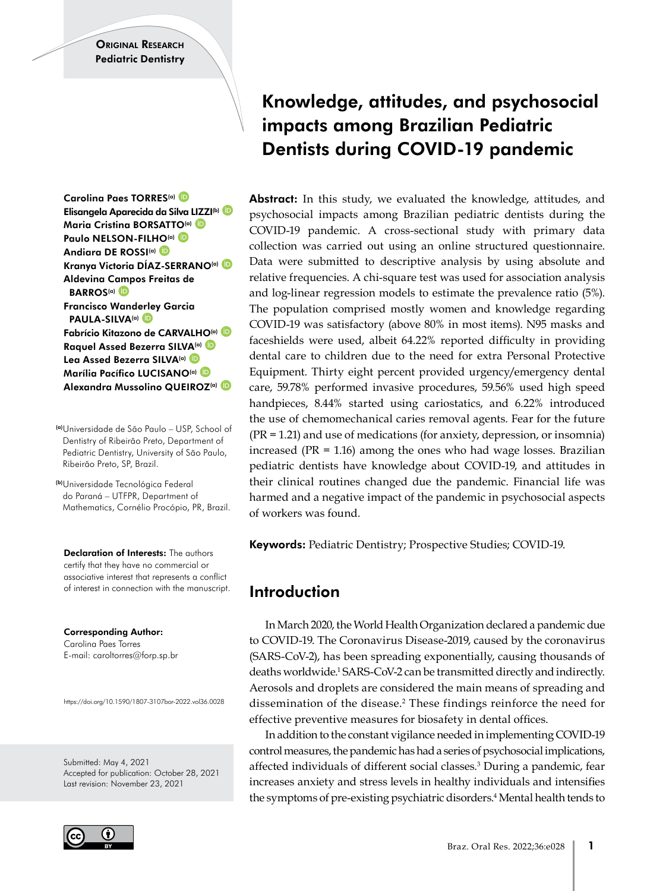Original Research
Pediatric Dentistry

# Knowledge, attitudes, and psychosocial impacts among Brazilian Pediatric Dentists during COVID-19 pandemic

**Carolina Paes TORRES**[(a)]
**Elisangela Aparecida da Silva LIZZI**[(b)]
**Maria Cristina BORSATTO**[(a)]
**Paulo NELSON-FILHO**[(a)]
**Andiara DE ROSSI**[(a)]
**Kranya Victoria DÍAZ-SERRANO**[(a)]
**Aldevina Campos Freitas de BARROS**[(a)]
**Francisco Wanderley Garcia PAULA-SILVA**[(a)]
**Fabrício Kitazono de CARVALHO**[(a)]
**Raquel Assed Bezerra SILVA**[(a)]
**Lea Assed Bezerra SILVA**[(a)]
**Marília Pacífico LUCISANO**[(a)]
**Alexandra Mussolino QUEIROZ**[(a)]

[(a)]Universidade de São Paulo – USP, School of Dentistry of Ribeirão Preto, Department of Pediatric Dentistry, University of São Paulo, Ribeirão Preto, SP, Brazil.

[(b)]Universidade Tecnológica Federal do Paraná – UTFPR, Department of Mathematics, Cornélio Procópio, PR, Brazil.

**Declaration of Interests:** The authors certify that they have no commercial or associative interest that represents a conflict of interest in connection with the manuscript.

**Corresponding Author:**
Carolina Paes Torres
E-mail: caroltorres@forp.usp.br

https://doi.org/10.1590/1807-3107bor-2022.vol36.0028

Submitted: May 4, 2021
Accepted for publication: October 28, 2021
Last revision: November 23, 2021

**Abstract:** In this study, we evaluated the knowledge, attitudes, and psychosocial impacts among Brazilian pediatric dentists during the COVID-19 pandemic. A cross-sectional study with primary data collection was carried out using an online structured questionnaire. Data were submitted to descriptive analysis by using absolute and relative frequencies. A chi-square test was used for association analysis and log-linear regression models to estimate the prevalence ratio (5%). The population comprised mostly women and knowledge regarding COVID-19 was satisfactory (above 80% in most items). N95 masks and faceshields were used, albeit 64.22% reported difficulty in providing dental care to children due to the need for extra Personal Protective Equipment. Thirty eight percent provided urgency/emergency dental care, 59.78% performed invasive procedures, 59.56% used high speed handpieces, 8.44% started using cariostatics, and 6.22% introduced the use of chemomechanical caries removal agents. Fear for the future (PR = 1.21) and use of medications (for anxiety, depression, or insomnia) increased (PR = 1.16) among the ones who had wage losses. Brazilian pediatric dentists have knowledge about COVID-19, and attitudes in their clinical routines changed due the pandemic. Financial life was harmed and a negative impact of the pandemic in psychosocial aspects of workers was found.

**Keywords:** Pediatric Dentistry; Prospective Studies; COVID-19.

## Introduction

In March 2020, the World Health Organization declared a pandemic due to COVID-19. The Coronavirus Disease-2019, caused by the coronavirus (SARS-CoV-2), has been spreading exponentially, causing thousands of deaths worldwide.[1] SARS-CoV-2 can be transmitted directly and indirectly. Aerosols and droplets are considered the main means of spreading and dissemination of the disease.[2] These findings reinforce the need for effective preventive measures for biosafety in dental offices.

In addition to the constant vigilance needed in implementing COVID-19 control measures, the pandemic has had a series of psychosocial implications, affected individuals of different social classes.[3] During a pandemic, fear increases anxiety and stress levels in healthy individuals and intensifies the symptoms of pre-existing psychiatric disorders.[4] Mental health tends to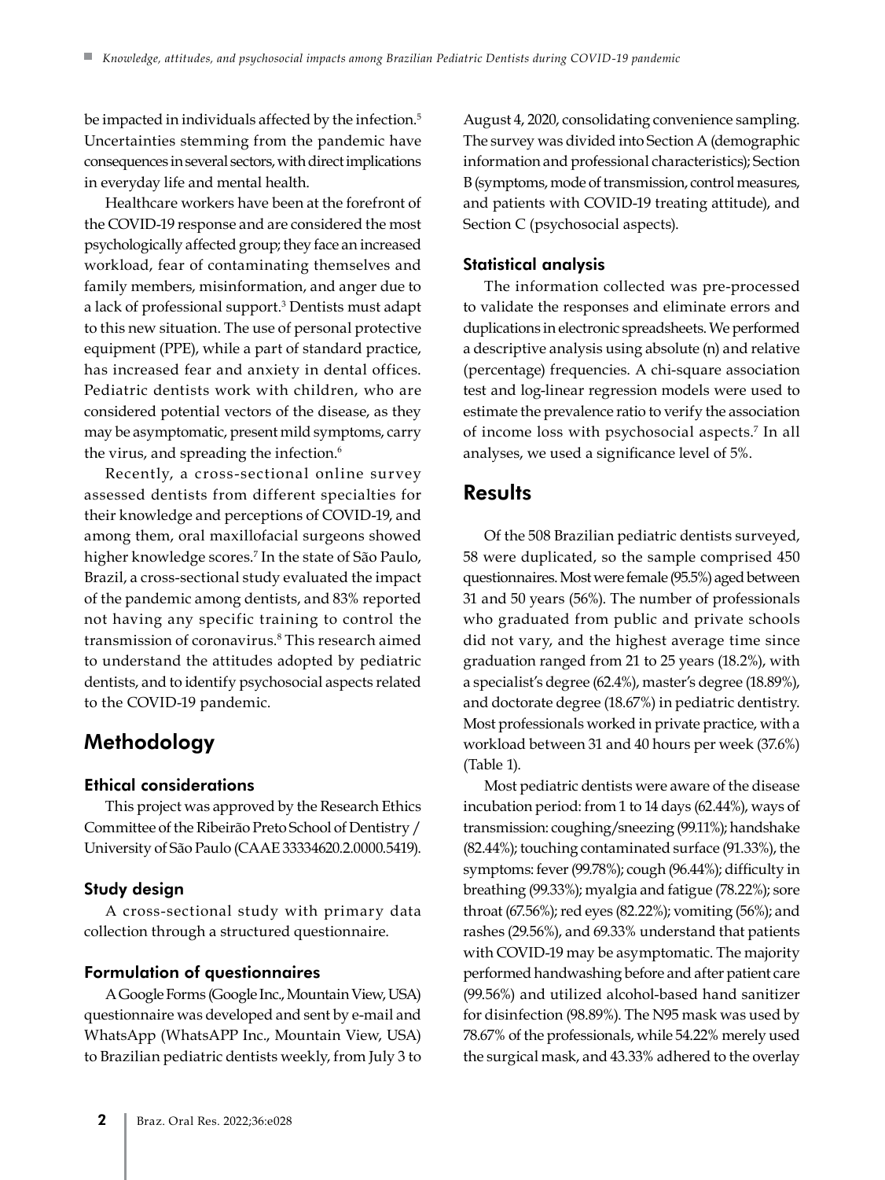be impacted in individuals affected by the infection.[5] Uncertainties stemming from the pandemic have consequences in several sectors, with direct implications in everyday life and mental health.

Healthcare workers have been at the forefront of the COVID-19 response and are considered the most psychologically affected group; they face an increased workload, fear of contaminating themselves and family members, misinformation, and anger due to a lack of professional support.[3] Dentists must adapt to this new situation. The use of personal protective equipment (PPE), while a part of standard practice, has increased fear and anxiety in dental offices. Pediatric dentists work with children, who are considered potential vectors of the disease, as they may be asymptomatic, present mild symptoms, carry the virus, and spreading the infection.[6]

Recently, a cross-sectional online survey assessed dentists from different specialties for their knowledge and perceptions of COVID-19, and among them, oral maxillofacial surgeons showed higher knowledge scores.[7] In the state of São Paulo, Brazil, a cross-sectional study evaluated the impact of the pandemic among dentists, and 83% reported not having any specific training to control the transmission of coronavirus.[8] This research aimed to understand the attitudes adopted by pediatric dentists, and to identify psychosocial aspects related to the COVID-19 pandemic.

# Methodology

### Ethical considerations

This project was approved by the Research Ethics Committee of the Ribeirão Preto School of Dentistry / University of São Paulo (CAAE 33334620.2.0000.5419).

### Study design

A cross-sectional study with primary data collection through a structured questionnaire.

### Formulation of questionnaires

A Google Forms (Google Inc., Mountain View, USA) questionnaire was developed and sent by e-mail and WhatsApp (WhatsAPP Inc., Mountain View, USA) to Brazilian pediatric dentists weekly, from July 3 to August 4, 2020, consolidating convenience sampling. The survey was divided into Section A (demographic information and professional characteristics); Section B (symptoms, mode of transmission, control measures, and patients with COVID-19 treating attitude), and Section C (psychosocial aspects).

### Statistical analysis

The information collected was pre-processed to validate the responses and eliminate errors and duplications in electronic spreadsheets. We performed a descriptive analysis using absolute (n) and relative (percentage) frequencies. A chi-square association test and log-linear regression models were used to estimate the prevalence ratio to verify the association of income loss with psychosocial aspects.[7] In all analyses, we used a significance level of 5%.

# Results

Of the 508 Brazilian pediatric dentists surveyed, 58 were duplicated, so the sample comprised 450 questionnaires. Most were female (95.5%) aged between 31 and 50 years (56%). The number of professionals who graduated from public and private schools did not vary, and the highest average time since graduation ranged from 21 to 25 years (18.2%), with a specialist's degree (62.4%), master's degree (18.89%), and doctorate degree (18.67%) in pediatric dentistry. Most professionals worked in private practice, with a workload between 31 and 40 hours per week (37.6%) (Table 1).

Most pediatric dentists were aware of the disease incubation period: from 1 to 14 days (62.44%), ways of transmission: coughing/sneezing (99.11%); handshake (82.44%); touching contaminated surface (91.33%), the symptoms: fever (99.78%); cough (96.44%); difficulty in breathing (99.33%); myalgia and fatigue (78.22%); sore throat (67.56%); red eyes (82.22%); vomiting (56%); and rashes (29.56%), and 69.33% understand that patients with COVID-19 may be asymptomatic. The majority performed handwashing before and after patient care (99.56%) and utilized alcohol-based hand sanitizer for disinfection (98.89%). The N95 mask was used by 78.67% of the professionals, while 54.22% merely used the surgical mask, and 43.33% adhered to the overlay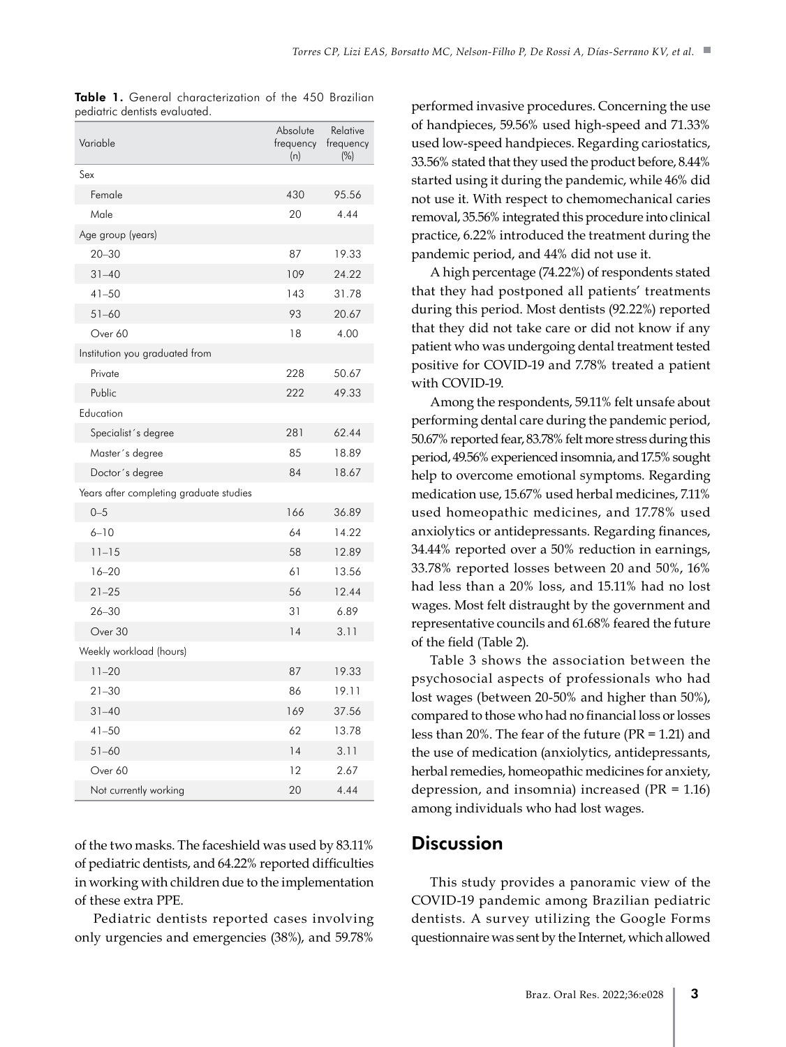**Table 1.** General characterization of the 450 Brazilian pediatric dentists evaluated.

| Variable | Absolute frequency (n) | Relative frequency (%) |
|---|---|---|
| Sex | | |
| Female | 430 | 95.56 |
| Male | 20 | 4.44 |
| Age group (years) | | |
| 20–30 | 87 | 19.33 |
| 31–40 | 109 | 24.22 |
| 41–50 | 143 | 31.78 |
| 51–60 | 93 | 20.67 |
| Over 60 | 18 | 4.00 |
| Institution you graduated from | | |
| Private | 228 | 50.67 |
| Public | 222 | 49.33 |
| Education | | |
| Specialist´s degree | 281 | 62.44 |
| Master´s degree | 85 | 18.89 |
| Doctor´s degree | 84 | 18.67 |
| Years after completing graduate studies | | |
| 0–5 | 166 | 36.89 |
| 6–10 | 64 | 14.22 |
| 11–15 | 58 | 12.89 |
| 16–20 | 61 | 13.56 |
| 21–25 | 56 | 12.44 |
| 26–30 | 31 | 6.89 |
| Over 30 | 14 | 3.11 |
| Weekly workload (hours) | | |
| 11–20 | 87 | 19.33 |
| 21–30 | 86 | 19.11 |
| 31–40 | 169 | 37.56 |
| 41–50 | 62 | 13.78 |
| 51–60 | 14 | 3.11 |
| Over 60 | 12 | 2.67 |
| Not currently working | 20 | 4.44 |

of the two masks. The faceshield was used by 83.11% of pediatric dentists, and 64.22% reported difficulties in working with children due to the implementation of these extra PPE.

Pediatric dentists reported cases involving only urgencies and emergencies (38%), and 59.78% performed invasive procedures. Concerning the use of handpieces, 59.56% used high-speed and 71.33% used low-speed handpieces. Regarding cariostatics, 33.56% stated that they used the product before, 8.44% started using it during the pandemic, while 46% did not use it. With respect to chemomechanical caries removal, 35.56% integrated this procedure into clinical practice, 6.22% introduced the treatment during the pandemic period, and 44% did not use it.

A high percentage (74.22%) of respondents stated that they had postponed all patients' treatments during this period. Most dentists (92.22%) reported that they did not take care or did not know if any patient who was undergoing dental treatment tested positive for COVID-19 and 7.78% treated a patient with COVID-19.

Among the respondents, 59.11% felt unsafe about performing dental care during the pandemic period, 50.67% reported fear, 83.78% felt more stress during this period, 49.56% experienced insomnia, and 17.5% sought help to overcome emotional symptoms. Regarding medication use, 15.67% used herbal medicines, 7.11% used homeopathic medicines, and 17.78% used anxiolytics or antidepressants. Regarding finances, 34.44% reported over a 50% reduction in earnings, 33.78% reported losses between 20 and 50%, 16% had less than a 20% loss, and 15.11% had no lost wages. Most felt distraught by the government and representative councils and 61.68% feared the future of the field (Table 2).

Table 3 shows the association between the psychosocial aspects of professionals who had lost wages (between 20-50% and higher than 50%), compared to those who had no financial loss or losses less than 20%. The fear of the future (PR = 1.21) and the use of medication (anxiolytics, antidepressants, herbal remedies, homeopathic medicines for anxiety, depression, and insomnia) increased (PR = 1.16) among individuals who had lost wages.

## Discussion

This study provides a panoramic view of the COVID-19 pandemic among Brazilian pediatric dentists. A survey utilizing the Google Forms questionnaire was sent by the Internet, which allowed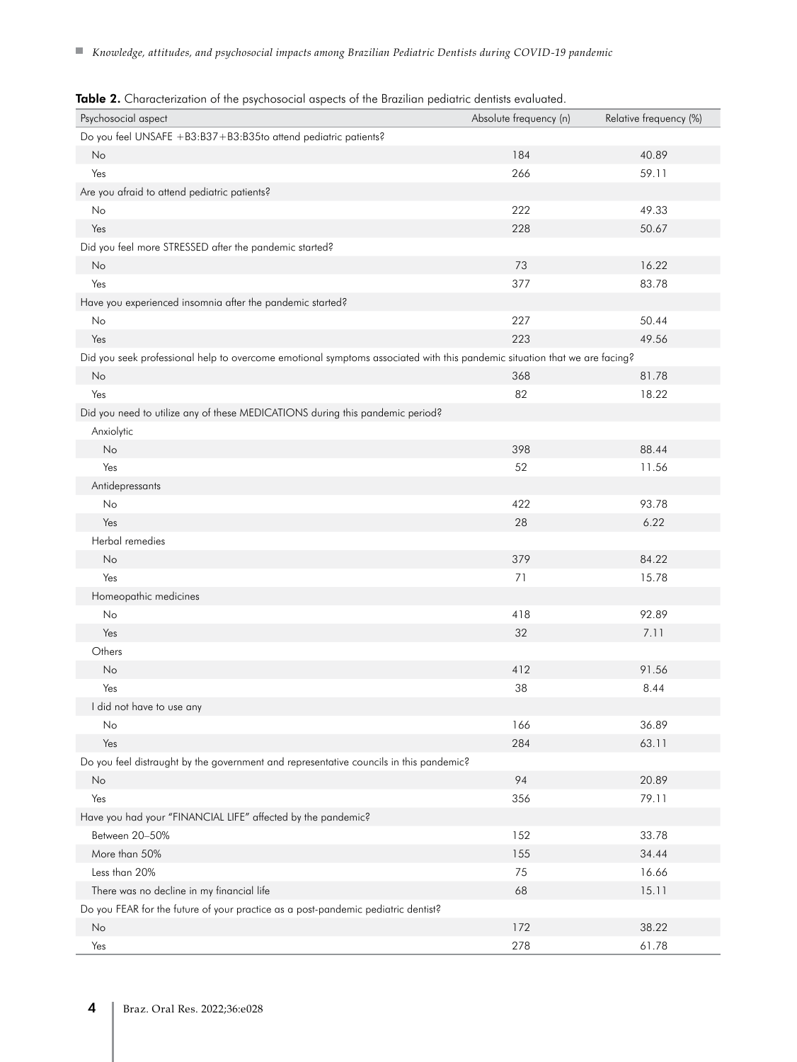**Table 2.** Characterization of the psychosocial aspects of the Brazilian pediatric dentists evaluated.

| Psychosocial aspect | Absolute frequency (n) | Relative frequency (%) |
|---|---|---|
| Do you feel UNSAFE +B3:B37+B3:B35to attend pediatric patients? | | |
| No | 184 | 40.89 |
| Yes | 266 | 59.11 |
| Are you afraid to attend pediatric patients? | | |
| No | 222 | 49.33 |
| Yes | 228 | 50.67 |
| Did you feel more STRESSED after the pandemic started? | | |
| No | 73 | 16.22 |
| Yes | 377 | 83.78 |
| Have you experienced insomnia after the pandemic started? | | |
| No | 227 | 50.44 |
| Yes | 223 | 49.56 |
| Did you seek professional help to overcome emotional symptoms associated with this pandemic situation that we are facing? | | |
| No | 368 | 81.78 |
| Yes | 82 | 18.22 |
| Did you need to utilize any of these MEDICATIONS during this pandemic period? | | |
| Anxiolytic | | |
| No | 398 | 88.44 |
| Yes | 52 | 11.56 |
| Antidepressants | | |
| No | 422 | 93.78 |
| Yes | 28 | 6.22 |
| Herbal remedies | | |
| No | 379 | 84.22 |
| Yes | 71 | 15.78 |
| Homeopathic medicines | | |
| No | 418 | 92.89 |
| Yes | 32 | 7.11 |
| Others | | |
| No | 412 | 91.56 |
| Yes | 38 | 8.44 |
| I did not have to use any | | |
| No | 166 | 36.89 |
| Yes | 284 | 63.11 |
| Do you feel distraught by the government and representative councils in this pandemic? | | |
| No | 94 | 20.89 |
| Yes | 356 | 79.11 |
| Have you had your "FINANCIAL LIFE" affected by the pandemic? | | |
| Between 20–50% | 152 | 33.78 |
| More than 50% | 155 | 34.44 |
| Less than 20% | 75 | 16.66 |
| There was no decline in my financial life | 68 | 15.11 |
| Do you FEAR for the future of your practice as a post-pandemic pediatric dentist? | | |
| No | 172 | 38.22 |
| Yes | 278 | 61.78 |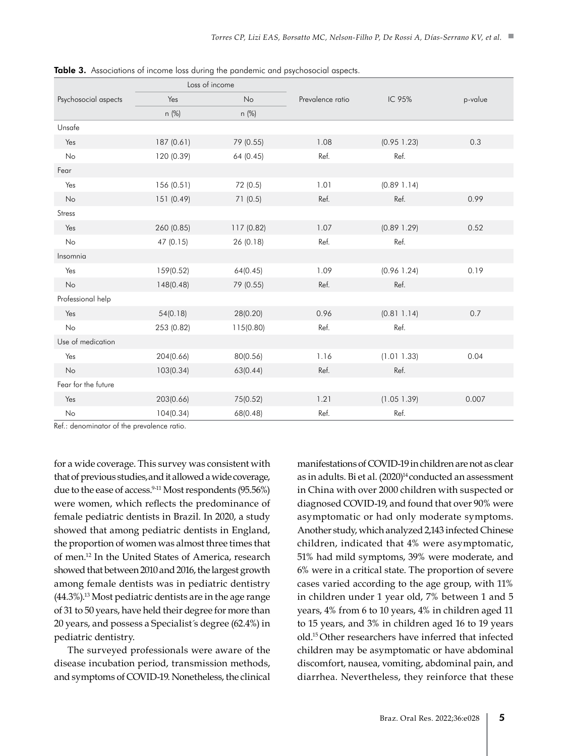**Table 3.** Associations of income loss during the pandemic and psychosocial aspects.

| Psychosocial aspects | Loss of income | | Prevalence ratio | IC 95% | p-value |
|---|---|---|---|---|---|
| | Yes | No | | | |
| | n (%) | n (%) | | | |
| Unsafe | | | | | |
| Yes | 187 (0.61) | 79 (0.55) | 1.08 | (0.95 1.23) | 0.3 |
| No | 120 (0.39) | 64 (0.45) | Ref. | Ref. | |
| Fear | | | | | |
| Yes | 156 (0.51) | 72 (0.5) | 1.01 | (0.89 1.14) | |
| No | 151 (0.49) | 71 (0.5) | Ref. | Ref. | 0.99 |
| Stress | | | | | |
| Yes | 260 (0.85) | 117 (0.82) | 1.07 | (0.89 1.29) | 0.52 |
| No | 47 (0.15) | 26 (0.18) | Ref. | Ref. | |
| Insomnia | | | | | |
| Yes | 159(0.52) | 64(0.45) | 1.09 | (0.96 1.24) | 0.19 |
| No | 148(0.48) | 79 (0.55) | Ref. | Ref. | |
| Professional help | | | | | |
| Yes | 54(0.18) | 28(0.20) | 0.96 | (0.81 1.14) | 0.7 |
| No | 253 (0.82) | 115(0.80) | Ref. | Ref. | |
| Use of medication | | | | | |
| Yes | 204(0.66) | 80(0.56) | 1.16 | (1.01 1.33) | 0.04 |
| No | 103(0.34) | 63(0.44) | Ref. | Ref. | |
| Fear for the future | | | | | |
| Yes | 203(0.66) | 75(0.52) | 1.21 | (1.05 1.39) | 0.007 |
| No | 104(0.34) | 68(0.48) | Ref. | Ref. | |

Ref.: denominator of the prevalence ratio.

for a wide coverage. This survey was consistent with that of previous studies, and it allowed a wide coverage, due to the ease of access.[9-11] Most respondents (95.56%) were women, which reflects the predominance of female pediatric dentists in Brazil. In 2020, a study showed that among pediatric dentists in England, the proportion of women was almost three times that of men.[12] In the United States of America, research showed that between 2010 and 2016, the largest growth among female dentists was in pediatric dentistry (44.3%).[13] Most pediatric dentists are in the age range of 31 to 50 years, have held their degree for more than 20 years, and possess a Specialist´s degree (62.4%) in pediatric dentistry.

The surveyed professionals were aware of the disease incubation period, transmission methods, and symptoms of COVID-19. Nonetheless, the clinical manifestations of COVID-19 in children are not as clear as in adults. Bi et al. (2020)[14] conducted an assessment in China with over 2000 children with suspected or diagnosed COVID-19, and found that over 90% were asymptomatic or had only moderate symptoms. Another study, which analyzed 2,143 infected Chinese children, indicated that 4% were asymptomatic, 51% had mild symptoms, 39% were moderate, and 6% were in a critical state. The proportion of severe cases varied according to the age group, with 11% in children under 1 year old, 7% between 1 and 5 years, 4% from 6 to 10 years, 4% in children aged 11 to 15 years, and 3% in children aged 16 to 19 years old.[15] Other researchers have inferred that infected children may be asymptomatic or have abdominal discomfort, nausea, vomiting, abdominal pain, and diarrhea. Nevertheless, they reinforce that these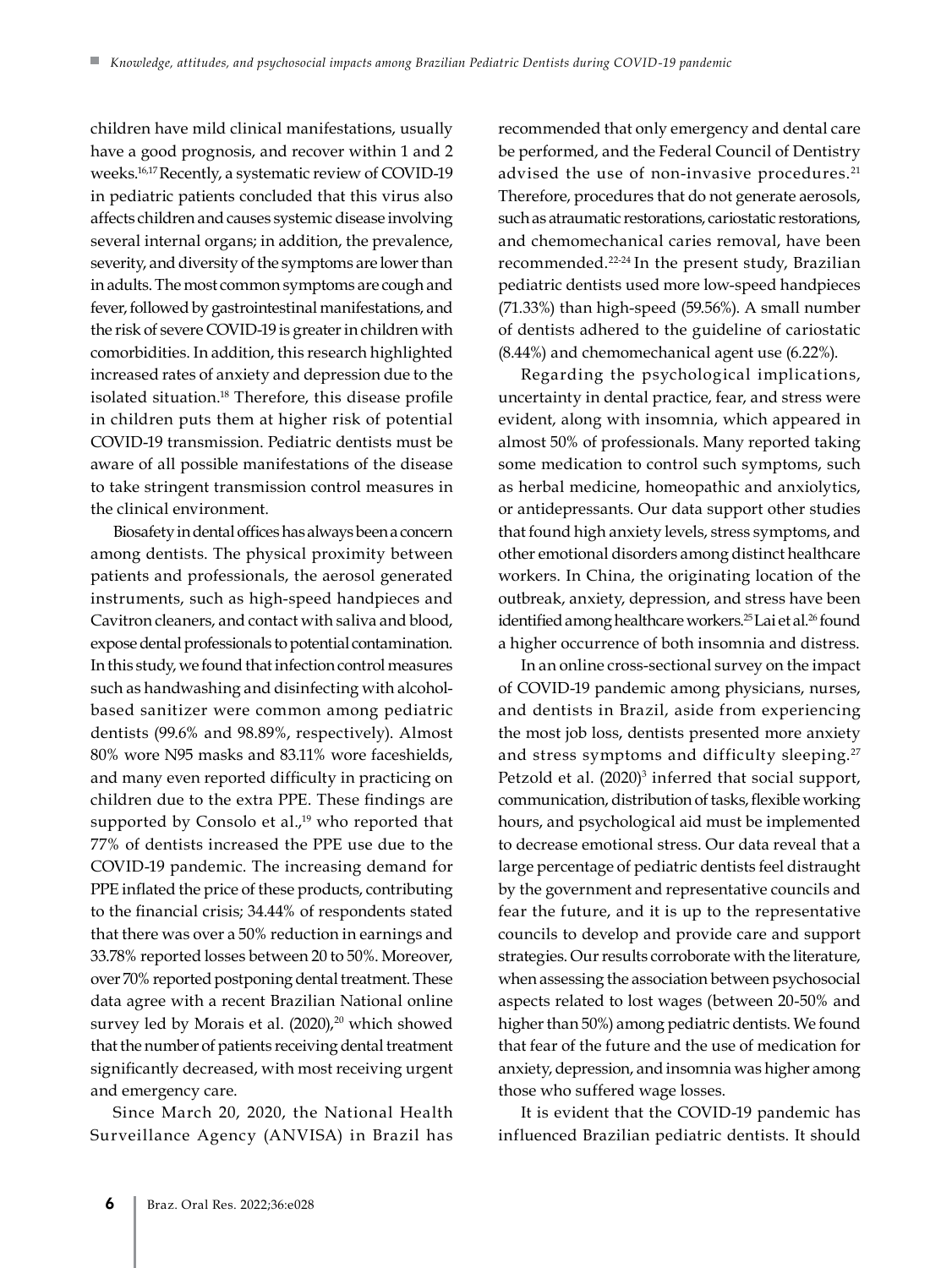children have mild clinical manifestations, usually have a good prognosis, and recover within 1 and 2 weeks.[16,17] Recently, a systematic review of COVID-19 in pediatric patients concluded that this virus also affects children and causes systemic disease involving several internal organs; in addition, the prevalence, severity, and diversity of the symptoms are lower than in adults. The most common symptoms are cough and fever, followed by gastrointestinal manifestations, and the risk of severe COVID-19 is greater in children with comorbidities. In addition, this research highlighted increased rates of anxiety and depression due to the isolated situation.[18] Therefore, this disease profile in children puts them at higher risk of potential COVID-19 transmission. Pediatric dentists must be aware of all possible manifestations of the disease to take stringent transmission control measures in the clinical environment.

Biosafety in dental offices has always been a concern among dentists. The physical proximity between patients and professionals, the aerosol generated instruments, such as high-speed handpieces and Cavitron cleaners, and contact with saliva and blood, expose dental professionals to potential contamination. In this study, we found that infection control measures such as handwashing and disinfecting with alcohol-based sanitizer were common among pediatric dentists (99.6% and 98.89%, respectively). Almost 80% wore N95 masks and 83.11% wore faceshields, and many even reported difficulty in practicing on children due to the extra PPE. These findings are supported by Consolo et al.,[19] who reported that 77% of dentists increased the PPE use due to the COVID-19 pandemic. The increasing demand for PPE inflated the price of these products, contributing to the financial crisis; 34.44% of respondents stated that there was over a 50% reduction in earnings and 33.78% reported losses between 20 to 50%. Moreover, over 70% reported postponing dental treatment. These data agree with a recent Brazilian National online survey led by Morais et al. (2020),[20] which showed that the number of patients receiving dental treatment significantly decreased, with most receiving urgent and emergency care.

Since March 20, 2020, the National Health Surveillance Agency (ANVISA) in Brazil has recommended that only emergency and dental care be performed, and the Federal Council of Dentistry advised the use of non-invasive procedures.[21] Therefore, procedures that do not generate aerosols, such as atraumatic restorations, cariostatic restorations, and chemomechanical caries removal, have been recommended.[22-24] In the present study, Brazilian pediatric dentists used more low-speed handpieces (71.33%) than high-speed (59.56%). A small number of dentists adhered to the guideline of cariostatic (8.44%) and chemomechanical agent use (6.22%).

Regarding the psychological implications, uncertainty in dental practice, fear, and stress were evident, along with insomnia, which appeared in almost 50% of professionals. Many reported taking some medication to control such symptoms, such as herbal medicine, homeopathic and anxiolytics, or antidepressants. Our data support other studies that found high anxiety levels, stress symptoms, and other emotional disorders among distinct healthcare workers. In China, the originating location of the outbreak, anxiety, depression, and stress have been identified among healthcare workers.[25] Lai et al.[26] found a higher occurrence of both insomnia and distress.

In an online cross-sectional survey on the impact of COVID-19 pandemic among physicians, nurses, and dentists in Brazil, aside from experiencing the most job loss, dentists presented more anxiety and stress symptoms and difficulty sleeping.[27] Petzold et al. (2020)[3] inferred that social support, communication, distribution of tasks, flexible working hours, and psychological aid must be implemented to decrease emotional stress. Our data reveal that a large percentage of pediatric dentists feel distraught by the government and representative councils and fear the future, and it is up to the representative councils to develop and provide care and support strategies. Our results corroborate with the literature, when assessing the association between psychosocial aspects related to lost wages (between 20-50% and higher than 50%) among pediatric dentists. We found that fear of the future and the use of medication for anxiety, depression, and insomnia was higher among those who suffered wage losses.

It is evident that the COVID-19 pandemic has influenced Brazilian pediatric dentists. It should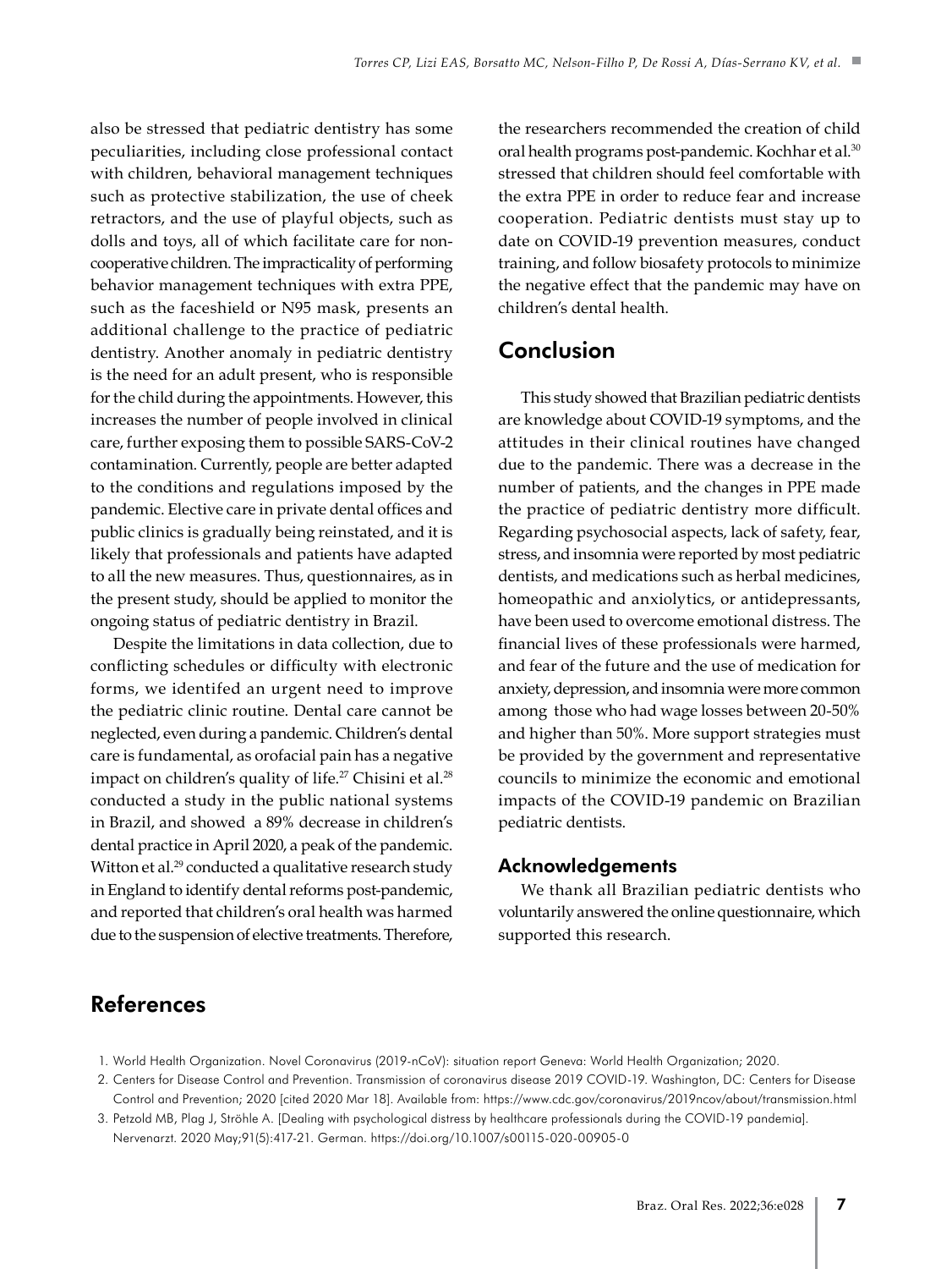also be stressed that pediatric dentistry has some peculiarities, including close professional contact with children, behavioral management techniques such as protective stabilization, the use of cheek retractors, and the use of playful objects, such as dolls and toys, all of which facilitate care for non-cooperative children. The impracticality of performing behavior management techniques with extra PPE, such as the faceshield or N95 mask, presents an additional challenge to the practice of pediatric dentistry. Another anomaly in pediatric dentistry is the need for an adult present, who is responsible for the child during the appointments. However, this increases the number of people involved in clinical care, further exposing them to possible SARS-CoV-2 contamination. Currently, people are better adapted to the conditions and regulations imposed by the pandemic. Elective care in private dental offices and public clinics is gradually being reinstated, and it is likely that professionals and patients have adapted to all the new measures. Thus, questionnaires, as in the present study, should be applied to monitor the ongoing status of pediatric dentistry in Brazil.

Despite the limitations in data collection, due to conflicting schedules or difficulty with electronic forms, we identifed an urgent need to improve the pediatric clinic routine. Dental care cannot be neglected, even during a pandemic. Children's dental care is fundamental, as orofacial pain has a negative impact on children's quality of life.[27] Chisini et al.[28] conducted a study in the public national systems in Brazil, and showed a 89% decrease in children's dental practice in April 2020, a peak of the pandemic. Witton et al.[29] conducted a qualitative research study in England to identify dental reforms post-pandemic, and reported that children's oral health was harmed due to the suspension of elective treatments. Therefore, the researchers recommended the creation of child oral health programs post-pandemic. Kochhar et al.[30] stressed that children should feel comfortable with the extra PPE in order to reduce fear and increase cooperation. Pediatric dentists must stay up to date on COVID-19 prevention measures, conduct training, and follow biosafety protocols to minimize the negative effect that the pandemic may have on children's dental health.

## Conclusion

This study showed that Brazilian pediatric dentists are knowledge about COVID-19 symptoms, and the attitudes in their clinical routines have changed due to the pandemic. There was a decrease in the number of patients, and the changes in PPE made the practice of pediatric dentistry more difficult. Regarding psychosocial aspects, lack of safety, fear, stress, and insomnia were reported by most pediatric dentists, and medications such as herbal medicines, homeopathic and anxiolytics, or antidepressants, have been used to overcome emotional distress. The financial lives of these professionals were harmed, and fear of the future and the use of medication for anxiety, depression, and insomnia were more common among those who had wage losses between 20-50% and higher than 50%. More support strategies must be provided by the government and representative councils to minimize the economic and emotional impacts of the COVID-19 pandemic on Brazilian pediatric dentists.

### Acknowledgements

We thank all Brazilian pediatric dentists who voluntarily answered the online questionnaire, which supported this research.

## References

1. World Health Organization. Novel Coronavirus (2019-nCoV): situation report Geneva: World Health Organization; 2020.
2. Centers for Disease Control and Prevention. Transmission of coronavirus disease 2019 COVID-19. Washington, DC: Centers for Disease Control and Prevention; 2020 [cited 2020 Mar 18]. Available from: https://www.cdc.gov/coronavirus/2019ncov/about/transmission.html
3. Petzold MB, Plag J, Ströhle A. [Dealing with psychological distress by healthcare professionals during the COVID-19 pandemia]. Nervenarzt. 2020 May;91(5):417-21. German. https://doi.org/10.1007/s00115-020-00905-0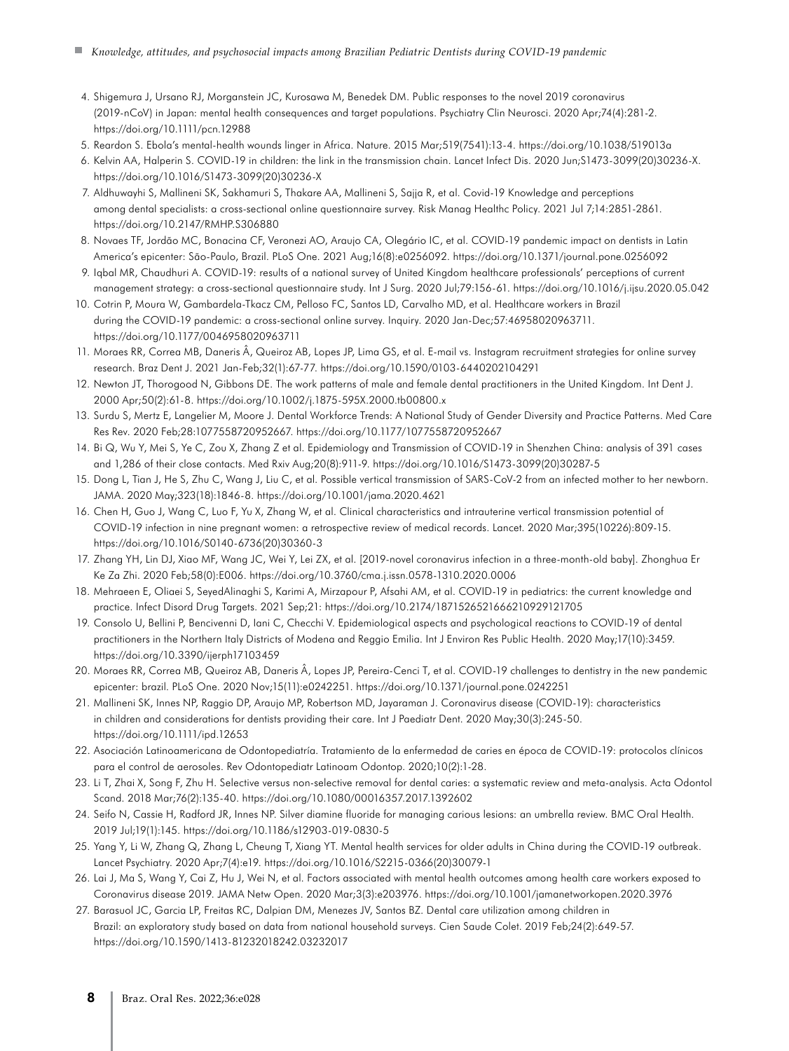4. Shigemura J, Ursano RJ, Morganstein JC, Kurosawa M, Benedek DM. Public responses to the novel 2019 coronavirus (2019-nCoV) in Japan: mental health consequences and target populations. Psychiatry Clin Neurosci. 2020 Apr;74(4):281-2. https://doi.org/10.1111/pcn.12988
5. Reardon S. Ebola's mental-health wounds linger in Africa. Nature. 2015 Mar;519(7541):13-4. https://doi.org/10.1038/519013a
6. Kelvin AA, Halperin S. COVID-19 in children: the link in the transmission chain. Lancet Infect Dis. 2020 Jun;S1473-3099(20)30236-X. https://doi.org/10.1016/S1473-3099(20)30236-X
7. Aldhuwayhi S, Mallineni SK, Sakhamuri S, Thakare AA, Mallineni S, Sajja R, et al. Covid-19 Knowledge and perceptions among dental specialists: a cross-sectional online questionnaire survey. Risk Manag Healthc Policy. 2021 Jul 7;14:2851-2861. https://doi.org/10.2147/RMHP.S306880
8. Novaes TF, Jordão MC, Bonacina CF, Veronezi AO, Araujo CA, Olegário IC, et al. COVID-19 pandemic impact on dentists in Latin America's epicenter: São-Paulo, Brazil. PLoS One. 2021 Aug;16(8):e0256092. https://doi.org/10.1371/journal.pone.0256092
9. Iqbal MR, Chaudhuri A. COVID-19: results of a national survey of United Kingdom healthcare professionals' perceptions of current management strategy: a cross-sectional questionnaire study. Int J Surg. 2020 Jul;79:156-61. https://doi.org/10.1016/j.ijsu.2020.05.042
10. Cotrin P, Moura W, Gambardela-Tkacz CM, Pelloso FC, Santos LD, Carvalho MD, et al. Healthcare workers in Brazil during the COVID-19 pandemic: a cross-sectional online survey. Inquiry. 2020 Jan-Dec;57:46958020963711. https://doi.org/10.1177/0046958020963711
11. Moraes RR, Correa MB, Daneris Â, Queiroz AB, Lopes JP, Lima GS, et al. E-mail vs. Instagram recruitment strategies for online survey research. Braz Dent J. 2021 Jan-Feb;32(1):67-77. https://doi.org/10.1590/0103-6440202104291
12. Newton JT, Thorogood N, Gibbons DE. The work patterns of male and female dental practitioners in the United Kingdom. Int Dent J. 2000 Apr;50(2):61-8. https://doi.org/10.1002/j.1875-595X.2000.tb00800.x
13. Surdu S, Mertz E, Langelier M, Moore J. Dental Workforce Trends: A National Study of Gender Diversity and Practice Patterns. Med Care Res Rev. 2020 Feb;28:1077558720952667. https://doi.org/10.1177/1077558720952667
14. Bi Q, Wu Y, Mei S, Ye C, Zou X, Zhang Z et al. Epidemiology and Transmission of COVID-19 in Shenzhen China: analysis of 391 cases and 1,286 of their close contacts. Med Rxiv Aug;20(8):911-9. https://doi.org/10.1016/S1473-3099(20)30287-5
15. Dong L, Tian J, He S, Zhu C, Wang J, Liu C, et al. Possible vertical transmission of SARS-CoV-2 from an infected mother to her newborn. JAMA. 2020 May;323(18):1846-8. https://doi.org/10.1001/jama.2020.4621
16. Chen H, Guo J, Wang C, Luo F, Yu X, Zhang W, et al. Clinical characteristics and intrauterine vertical transmission potential of COVID-19 infection in nine pregnant women: a retrospective review of medical records. Lancet. 2020 Mar;395(10226):809-15. https://doi.org/10.1016/S0140-6736(20)30360-3
17. Zhang YH, Lin DJ, Xiao MF, Wang JC, Wei Y, Lei ZX, et al. [2019-novel coronavirus infection in a three-month-old baby]. Zhonghua Er Ke Za Zhi. 2020 Feb;58(0):E006. https://doi.org/10.3760/cma.j.issn.0578-1310.2020.0006
18. Mehraeen E, Oliaei S, SeyedAlinaghi S, Karimi A, Mirzapour P, Afsahi AM, et al. COVID-19 in pediatrics: the current knowledge and practice. Infect Disord Drug Targets. 2021 Sep;21: https://doi.org/10.2174/1871526521666210929121705
19. Consolo U, Bellini P, Bencivenni D, Iani C, Checchi V. Epidemiological aspects and psychological reactions to COVID-19 of dental practitioners in the Northern Italy Districts of Modena and Reggio Emilia. Int J Environ Res Public Health. 2020 May;17(10):3459. https://doi.org/10.3390/ijerph17103459
20. Moraes RR, Correa MB, Queiroz AB, Daneris Â, Lopes JP, Pereira-Cenci T, et al. COVID-19 challenges to dentistry in the new pandemic epicenter: brazil. PLoS One. 2020 Nov;15(11):e0242251. https://doi.org/10.1371/journal.pone.0242251
21. Mallineni SK, Innes NP, Raggio DP, Araujo MP, Robertson MD, Jayaraman J. Coronavirus disease (COVID-19): characteristics in children and considerations for dentists providing their care. Int J Paediatr Dent. 2020 May;30(3):245-50. https://doi.org/10.1111/ipd.12653
22. Asociación Latinoamericana de Odontopediatría. Tratamiento de la enfermedad de caries en época de COVID-19: protocolos clínicos para el control de aerosoles. Rev Odontopediatr Latinoam Odontop. 2020;10(2):1-28.
23. Li T, Zhai X, Song F, Zhu H. Selective versus non-selective removal for dental caries: a systematic review and meta-analysis. Acta Odontol Scand. 2018 Mar;76(2):135-40. https://doi.org/10.1080/00016357.2017.1392602
24. Seifo N, Cassie H, Radford JR, Innes NP. Silver diamine fluoride for managing carious lesions: an umbrella review. BMC Oral Health. 2019 Jul;19(1):145. https://doi.org/10.1186/s12903-019-0830-5
25. Yang Y, Li W, Zhang Q, Zhang L, Cheung T, Xiang YT. Mental health services for older adults in China during the COVID-19 outbreak. Lancet Psychiatry. 2020 Apr;7(4):e19. https://doi.org/10.1016/S2215-0366(20)30079-1
26. Lai J, Ma S, Wang Y, Cai Z, Hu J, Wei N, et al. Factors associated with mental health outcomes among health care workers exposed to Coronavirus disease 2019. JAMA Netw Open. 2020 Mar;3(3):e203976. https://doi.org/10.1001/jamanetworkopen.2020.3976
27. Barasuol JC, Garcia LP, Freitas RC, Dalpian DM, Menezes JV, Santos BZ. Dental care utilization among children in Brazil: an exploratory study based on data from national household surveys. Cien Saude Colet. 2019 Feb;24(2):649-57. https://doi.org/10.1590/1413-81232018242.03232017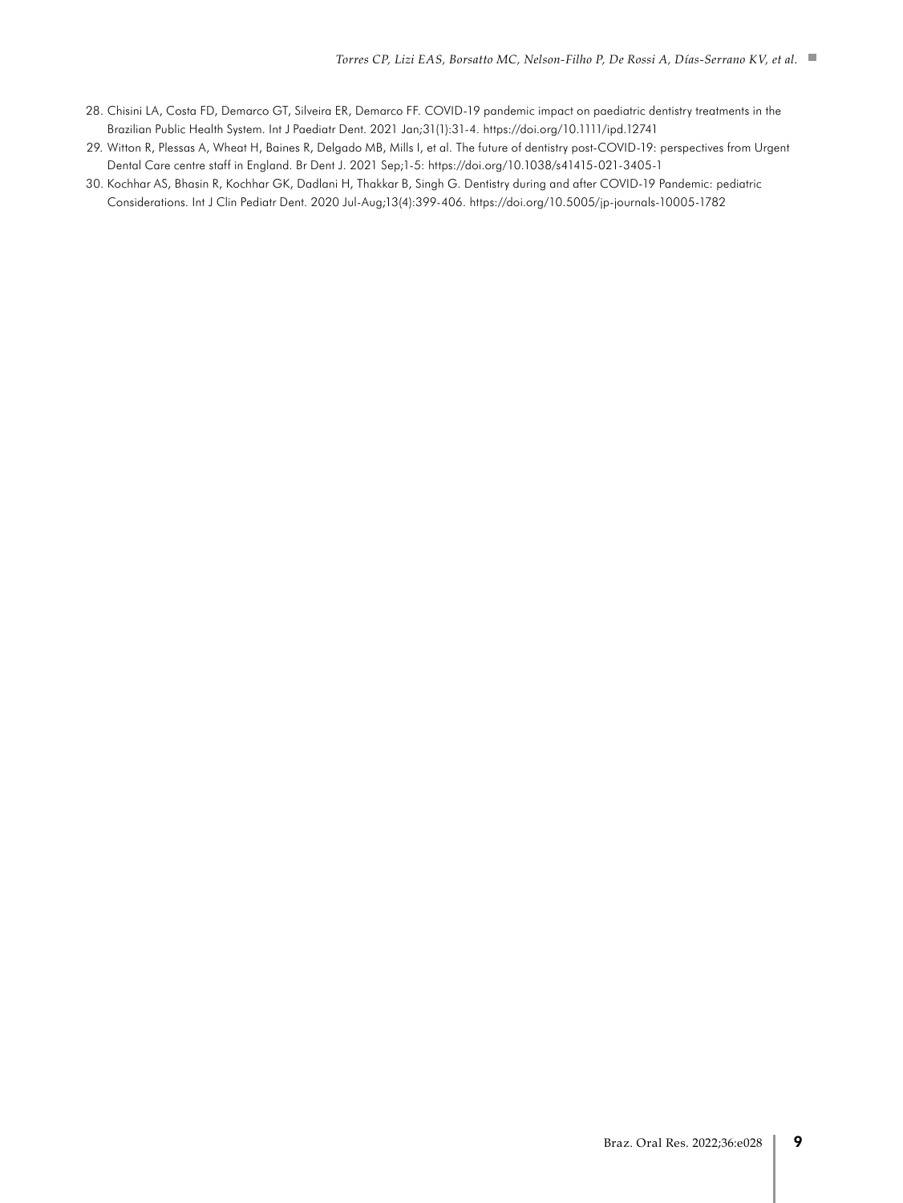28. Chisini LA, Costa FD, Demarco GT, Silveira ER, Demarco FF. COVID-19 pandemic impact on paediatric dentistry treatments in the Brazilian Public Health System. Int J Paediatr Dent. 2021 Jan;31(1):31-4. https://doi.org/10.1111/ipd.12741
29. Witton R, Plessas A, Wheat H, Baines R, Delgado MB, Mills I, et al. The future of dentistry post-COVID-19: perspectives from Urgent Dental Care centre staff in England. Br Dent J. 2021 Sep;1-5: https://doi.org/10.1038/s41415-021-3405-1
30. Kochhar AS, Bhasin R, Kochhar GK, Dadlani H, Thakkar B, Singh G. Dentistry during and after COVID-19 Pandemic: pediatric Considerations. Int J Clin Pediatr Dent. 2020 Jul-Aug;13(4):399-406. https://doi.org/10.5005/jp-journals-10005-1782